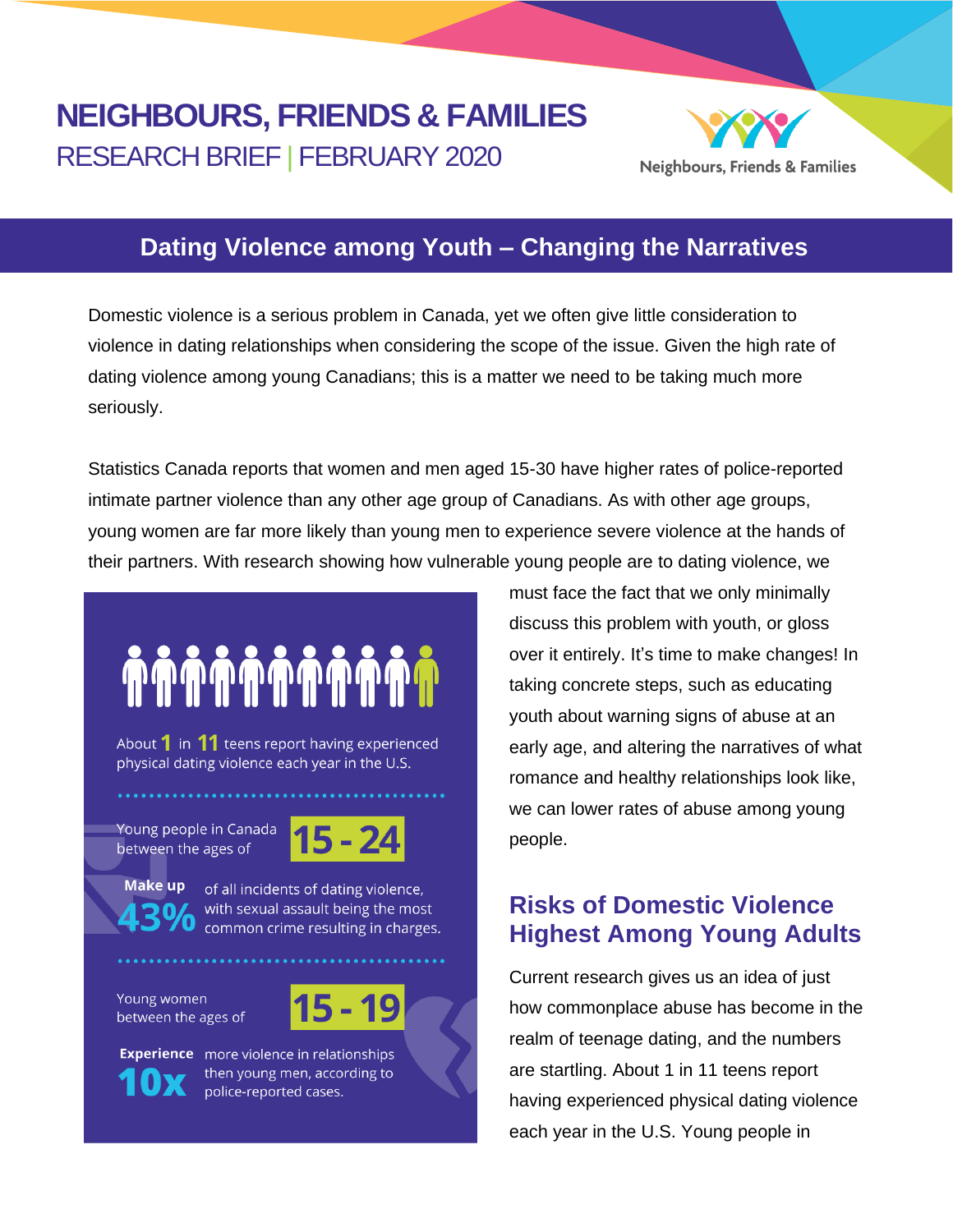# NEIGHBOURS, FRIENDS & FAMILIES

RESEARCH BRIEF | FEBRUARY 2020

Neighbours, Friends & Families

## Dating Violence among Youth – Changing the Narratives

Domestic violence is a serious problem in Canada, yet we often give little consideration to violence in dating relationships when considering the scope of the issue. Given the high rate of dating violence among young Canadians; this is a matter we need to be taking much more seriously.

Statistics Canada reports that women and men aged 15-30 have higher rates of police-reported intimate partner violence than any other age group of Canadians. As with other age groups, young women are far more likely than young men to experience severe violence at the hands of their partners. With research showing how vulnerable young people are to dating violence, we must face the fact that we only minimally discuss this problem with youth, or gloss over it entirely. It's time to make changes! In taking concrete steps, such as educating youth about warning signs of abuse at an early age, and altering the narratives of what romance and healthy relationships look like, we can lower rates of abuse among young people.

About **1** in **11** teens report having experienced physical dating violence each year in the U.S.

Young people in Canada between the ages of **15 - 24** **Make up** **43%** of all incidents of dating violence, with sexual assault being the most common crime resulting in charges.

Young women between the ages of **15 - 19** **Experience** **10x** more violence in relationships then young men, according to police-reported cases.

## Risks of Domestic Violence Highest Among Young Adults

Current research gives us an idea of just how commonplace abuse has become in the realm of teenage dating, and the numbers are startling. About 1 in 11 teens report having experienced physical dating violence each year in the U.S. Young people in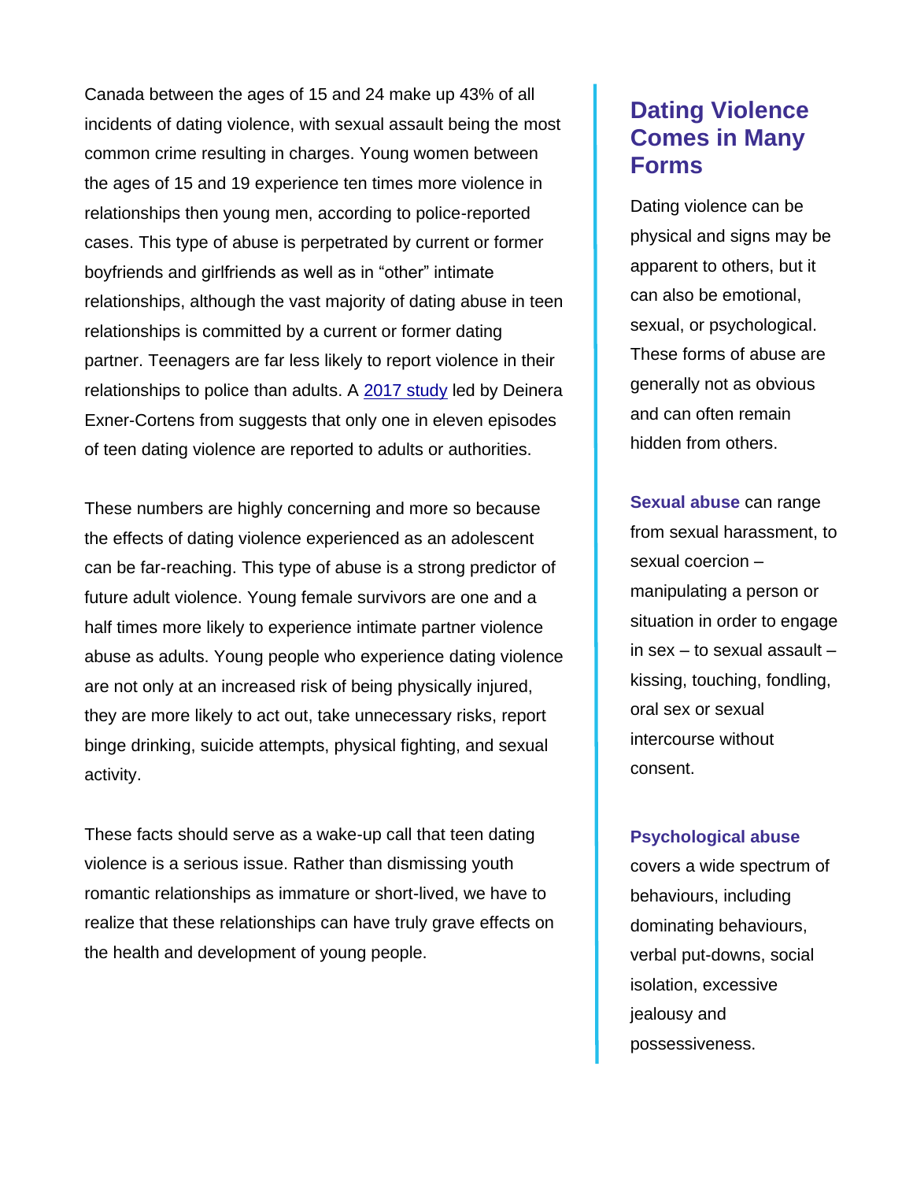Canada between the ages of 15 and 24 make up 43% of all incidents of dating violence, with sexual assault being the most common crime resulting in charges. Young women between the ages of 15 and 19 experience ten times more violence in relationships then young men, according to police-reported cases. This type of abuse is perpetrated by current or former boyfriends and girlfriends as well as in "other" intimate relationships, although the vast majority of dating abuse in teen relationships is committed by a current or former dating partner. Teenagers are far less likely to report violence in their relationships to police than adults. A [2017 study] led by Deinera Exner-Cortens from suggests that only one in eleven episodes of teen dating violence are reported to adults or authorities.

These numbers are highly concerning and more so because the effects of dating violence experienced as an adolescent can be far-reaching. This type of abuse is a strong predictor of future adult violence. Young female survivors are one and a half times more likely to experience intimate partner violence abuse as adults. Young people who experience dating violence are not only at an increased risk of being physically injured, they are more likely to act out, take unnecessary risks, report binge drinking, suicide attempts, physical fighting, and sexual activity.

These facts should serve as a wake-up call that teen dating violence is a serious issue. Rather than dismissing youth romantic relationships as immature or short-lived, we have to realize that these relationships can have truly grave effects on the health and development of young people.

## Dating Violence Comes in Many Forms

Dating violence can be physical and signs may be apparent to others, but it can also be emotional, sexual, or psychological. These forms of abuse are generally not as obvious and can often remain hidden from others.

**Sexual abuse** can range from sexual harassment, to sexual coercion – manipulating a person or situation in order to engage in sex – to sexual assault – kissing, touching, fondling, oral sex or sexual intercourse without consent.

**Psychological abuse** covers a wide spectrum of behaviours, including dominating behaviours, verbal put-downs, social isolation, excessive jealousy and possessiveness.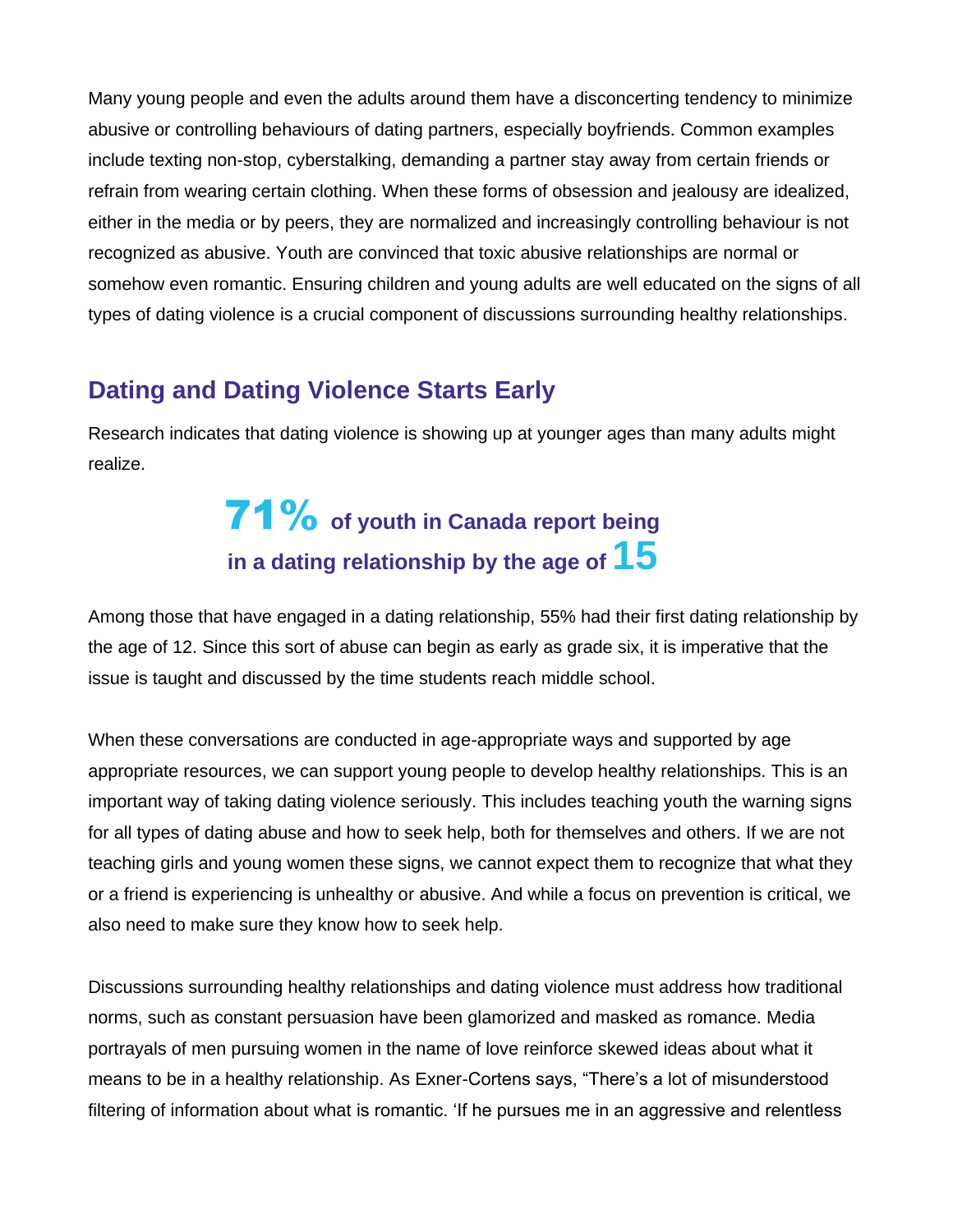Many young people and even the adults around them have a disconcerting tendency to minimize abusive or controlling behaviours of dating partners, especially boyfriends. Common examples include texting non-stop, cyberstalking, demanding a partner stay away from certain friends or refrain from wearing certain clothing. When these forms of obsession and jealousy are idealized, either in the media or by peers, they are normalized and increasingly controlling behaviour is not recognized as abusive. Youth are convinced that toxic abusive relationships are normal or somehow even romantic. Ensuring children and young adults are well educated on the signs of all types of dating violence is a crucial component of discussions surrounding healthy relationships.

## Dating and Dating Violence Starts Early

Research indicates that dating violence is showing up at younger ages than many adults might realize.

**71% of youth in Canada report being in a dating relationship by the age of 15**

Among those that have engaged in a dating relationship, 55% had their first dating relationship by the age of 12. Since this sort of abuse can begin as early as grade six, it is imperative that the issue is taught and discussed by the time students reach middle school.

When these conversations are conducted in age-appropriate ways and supported by age appropriate resources, we can support young people to develop healthy relationships. This is an important way of taking dating violence seriously. This includes teaching youth the warning signs for all types of dating abuse and how to seek help, both for themselves and others. If we are not teaching girls and young women these signs, we cannot expect them to recognize that what they or a friend is experiencing is unhealthy or abusive. And while a focus on prevention is critical, we also need to make sure they know how to seek help.

Discussions surrounding healthy relationships and dating violence must address how traditional norms, such as constant persuasion have been glamorized and masked as romance. Media portrayals of men pursuing women in the name of love reinforce skewed ideas about what it means to be in a healthy relationship. As Exner-Cortens says, "There's a lot of misunderstood filtering of information about what is romantic. 'If he pursues me in an aggressive and relentless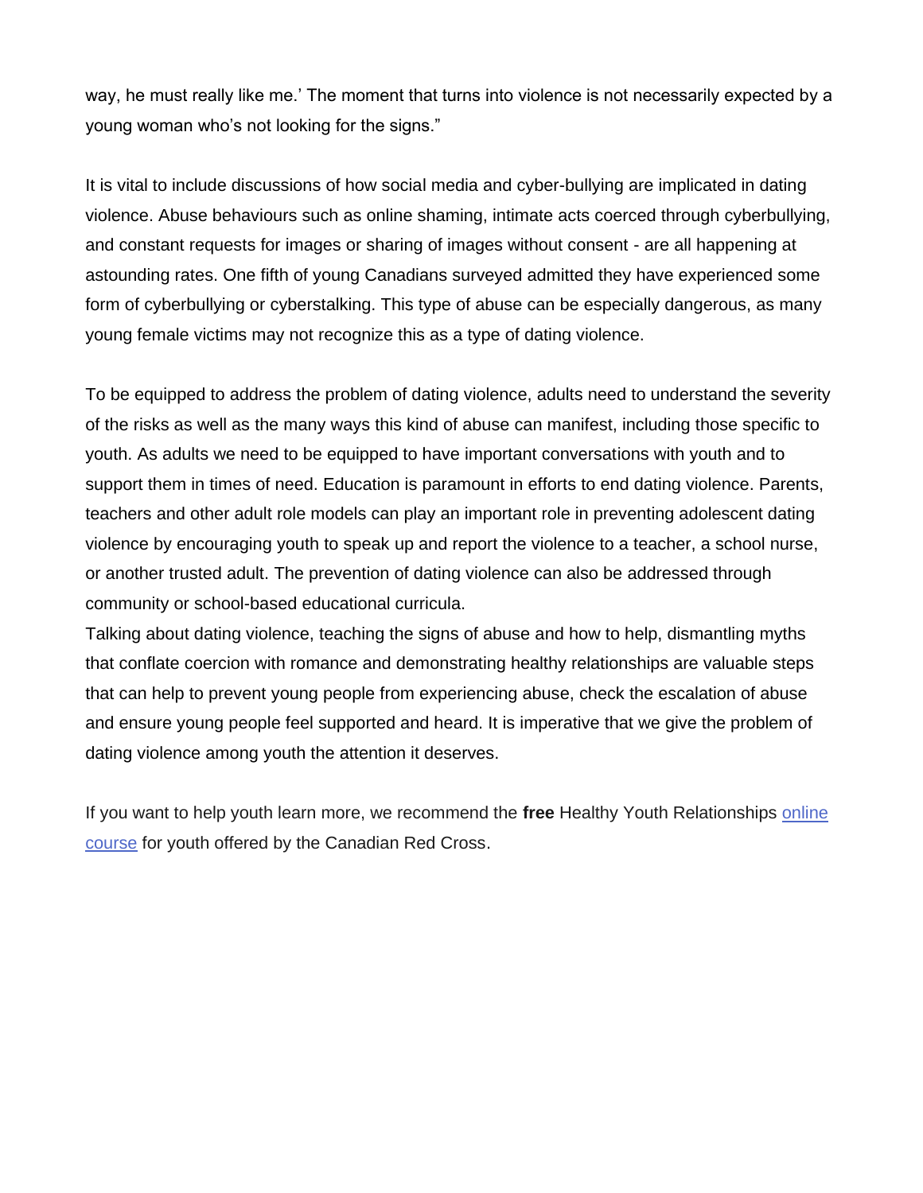way, he must really like me.' The moment that turns into violence is not necessarily expected by a young woman who's not looking for the signs."

It is vital to include discussions of how social media and cyber-bullying are implicated in dating violence. Abuse behaviours such as online shaming, intimate acts coerced through cyberbullying, and constant requests for images or sharing of images without consent - are all happening at astounding rates. One fifth of young Canadians surveyed admitted they have experienced some form of cyberbullying or cyberstalking. This type of abuse can be especially dangerous, as many young female victims may not recognize this as a type of dating violence.

To be equipped to address the problem of dating violence, adults need to understand the severity of the risks as well as the many ways this kind of abuse can manifest, including those specific to youth. As adults we need to be equipped to have important conversations with youth and to support them in times of need. Education is paramount in efforts to end dating violence. Parents, teachers and other adult role models can play an important role in preventing adolescent dating violence by encouraging youth to speak up and report the violence to a teacher, a school nurse, or another trusted adult. The prevention of dating violence can also be addressed through community or school-based educational curricula.

Talking about dating violence, teaching the signs of abuse and how to help, dismantling myths that conflate coercion with romance and demonstrating healthy relationships are valuable steps that can help to prevent young people from experiencing abuse, check the escalation of abuse and ensure young people feel supported and heard. It is imperative that we give the problem of dating violence among youth the attention it deserves.

If you want to help youth learn more, we recommend the **free** Healthy Youth Relationships online course for youth offered by the Canadian Red Cross.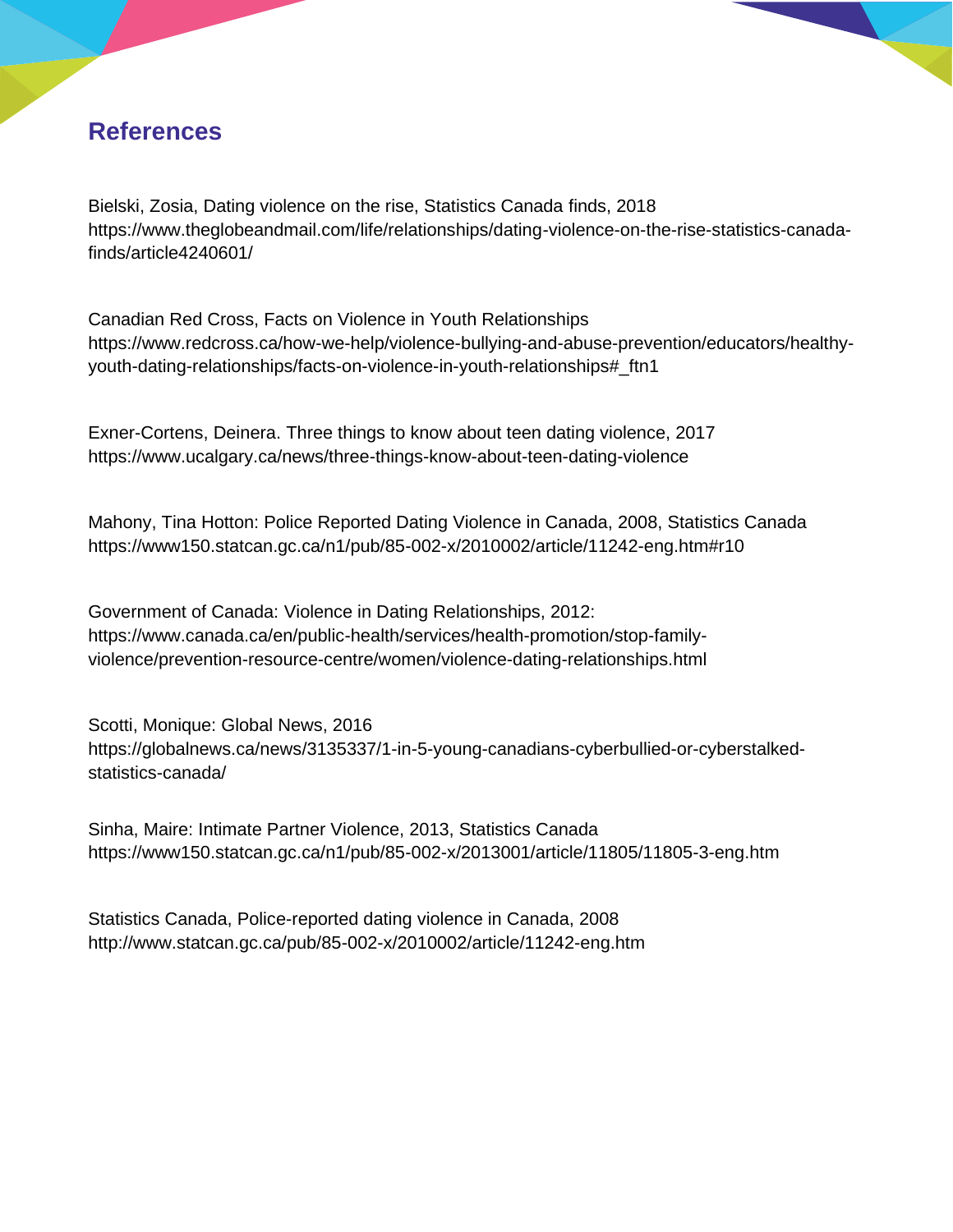## References

Bielski, Zosia, Dating violence on the rise, Statistics Canada finds, 2018
https://www.theglobeandmail.com/life/relationships/dating-violence-on-the-rise-statistics-canada-finds/article4240601/

Canadian Red Cross, Facts on Violence in Youth Relationships
https://www.redcross.ca/how-we-help/violence-bullying-and-abuse-prevention/educators/healthy-youth-dating-relationships/facts-on-violence-in-youth-relationships#_ftn1

Exner-Cortens, Deinera. Three things to know about teen dating violence, 2017
https://www.ucalgary.ca/news/three-things-know-about-teen-dating-violence

Mahony, Tina Hotton: Police Reported Dating Violence in Canada, 2008, Statistics Canada
https://www150.statcan.gc.ca/n1/pub/85-002-x/2010002/article/11242-eng.htm#r10

Government of Canada: Violence in Dating Relationships, 2012:
https://www.canada.ca/en/public-health/services/health-promotion/stop-family-violence/prevention-resource-centre/women/violence-dating-relationships.html

Scotti, Monique: Global News, 2016
https://globalnews.ca/news/3135337/1-in-5-young-canadians-cyberbullied-or-cyberstalked-statistics-canada/

Sinha, Maire: Intimate Partner Violence, 2013, Statistics Canada
https://www150.statcan.gc.ca/n1/pub/85-002-x/2013001/article/11805/11805-3-eng.htm

Statistics Canada, Police-reported dating violence in Canada, 2008
http://www.statcan.gc.ca/pub/85-002-x/2010002/article/11242-eng.htm